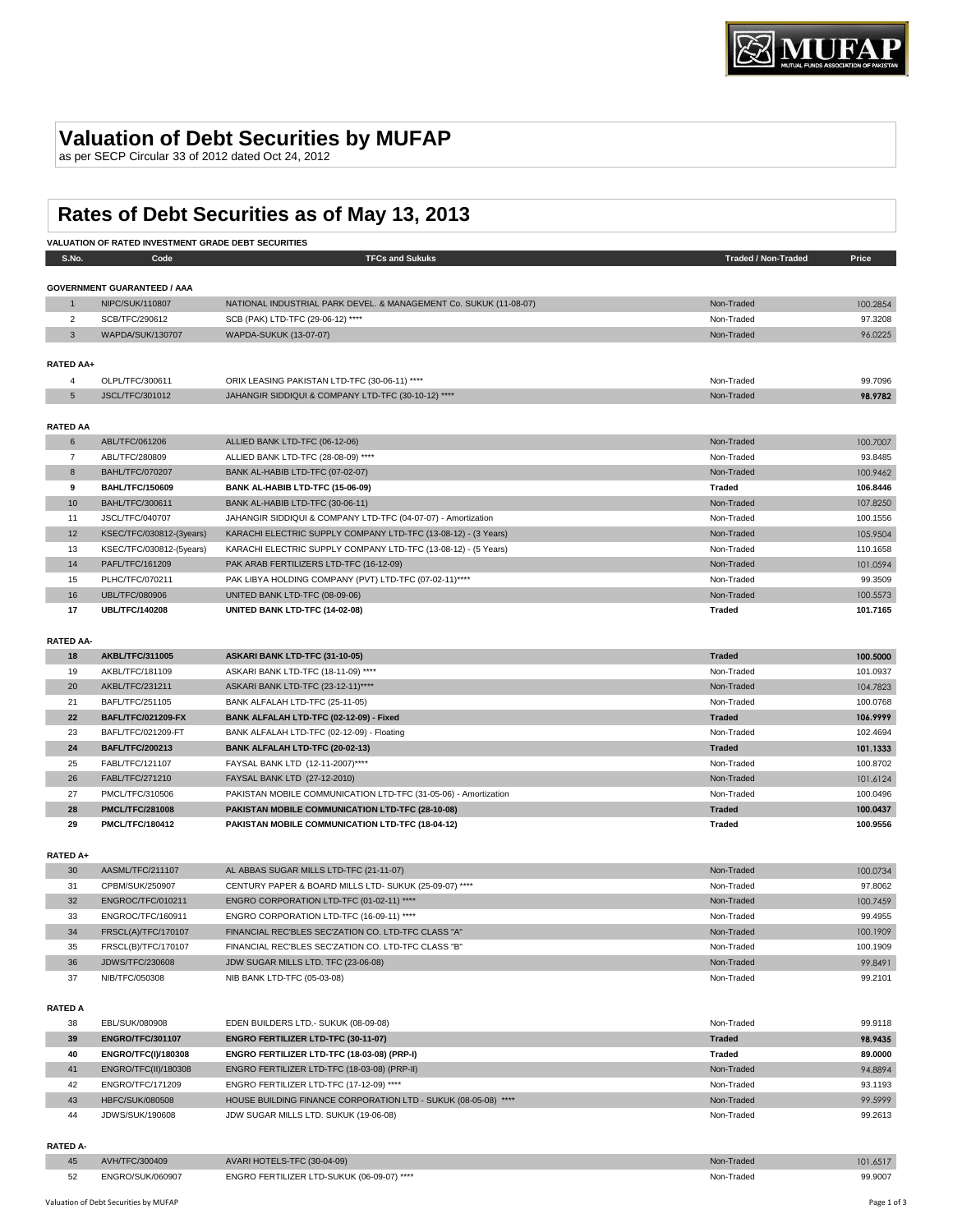# Valuation of Debt Securities by MUFAP

as per SECP Circular 33 of 2012 dated Oct 24, 2012

# Rates of Debt Securities as of May 13, 2013

**VALUATION OF RATED INVESTMENT GRADE DEBT SECURITIES**

| S.No. | Code | TFCs and Sukuks | Traded / Non-Traded | Price |
|---|---|---|---|---|
| **GOVERNMENT GUARANTEED / AAA** | | | | |
| 1 | NIPC/SUK/110807 | NATIONAL INDUSTRIAL PARK DEVEL. & MANAGEMENT Co. SUKUK (11-08-07) | Non-Traded | 100.2854 |
| 2 | SCB/TFC/290612 | SCB (PAK) LTD-TFC (29-06-12) **** | Non-Traded | 97.3208 |
| 3 | WAPDA/SUK/130707 | WAPDA-SUKUK (13-07-07) | Non-Traded | 96.0225 |
| **RATED AA+** | | | | |
| 4 | OLPL/TFC/300611 | ORIX LEASING PAKISTAN LTD-TFC (30-06-11) **** | Non-Traded | 99.7096 |
| 5 | JSCL/TFC/301012 | JAHANGIR SIDDIQUI & COMPANY LTD-TFC (30-10-12) **** | Non-Traded | **98.9782** |
| **RATED AA** | | | | |
| 6 | ABL/TFC/061206 | ALLIED BANK LTD-TFC (06-12-06) | Non-Traded | 100.7007 |
| 7 | ABL/TFC/280809 | ALLIED BANK LTD-TFC (28-08-09) **** | Non-Traded | 93.8485 |
| 8 | BAHL/TFC/070207 | BANK AL-HABIB LTD-TFC (07-02-07) | Non-Traded | 100.9462 |
| **9** | **BAHL/TFC/150609** | **BANK AL-HABIB LTD-TFC (15-06-09)** | **Traded** | **106.8446** |
| 10 | BAHL/TFC/300611 | BANK AL-HABIB LTD-TFC (30-06-11) | Non-Traded | 107.8250 |
| 11 | JSCL/TFC/040707 | JAHANGIR SIDDIQUI & COMPANY LTD-TFC (04-07-07) - Amortization | Non-Traded | 100.1556 |
| 12 | KSEC/TFC/030812-(3years) | KARACHI ELECTRIC SUPPLY COMPANY LTD-TFC (13-08-12) - (3 Years) | Non-Traded | 105.9504 |
| 13 | KSEC/TFC/030812-(5years) | KARACHI ELECTRIC SUPPLY COMPANY LTD-TFC (13-08-12) - (5 Years) | Non-Traded | 110.1658 |
| 14 | PAFL/TFC/161209 | PAK ARAB FERTILIZERS LTD-TFC (16-12-09) | Non-Traded | 101.0594 |
| 15 | PLHC/TFC/070211 | PAK LIBYA HOLDING COMPANY (PVT) LTD-TFC (07-02-11)**** | Non-Traded | 99.3509 |
| 16 | UBL/TFC/080906 | UNITED BANK LTD-TFC (08-09-06) | Non-Traded | 100.5573 |
| **17** | **UBL/TFC/140208** | **UNITED BANK LTD-TFC (14-02-08)** | **Traded** | **101.7165** |
| **RATED AA-** | | | | |
| **18** | **AKBL/TFC/311005** | **ASKARI BANK LTD-TFC (31-10-05)** | **Traded** | **100.5000** |
| 19 | AKBL/TFC/181109 | ASKARI BANK LTD-TFC (18-11-09) **** | Non-Traded | 101.0937 |
| 20 | AKBL/TFC/231211 | ASKARI BANK LTD-TFC (23-12-11)**** | Non-Traded | 104.7823 |
| 21 | BAFL/TFC/251105 | BANK ALFALAH LTD-TFC (25-11-05) | Non-Traded | 100.0768 |
| **22** | **BAFL/TFC/021209-FX** | **BANK ALFALAH LTD-TFC (02-12-09) - Fixed** | **Traded** | **106.9999** |
| 23 | BAFL/TFC/021209-FT | BANK ALFALAH LTD-TFC (02-12-09) - Floating | Non-Traded | 102.4694 |
| **24** | **BAFL/TFC/200213** | **BANK ALFALAH LTD-TFC (20-02-13)** | **Traded** | **101.1333** |
| 25 | FABL/TFC/121107 | FAYSAL BANK LTD (12-11-2007)**** | Non-Traded | 100.8702 |
| 26 | FABL/TFC/271210 | FAYSAL BANK LTD (27-12-2010) | Non-Traded | 101.6124 |
| 27 | PMCL/TFC/310506 | PAKISTAN MOBILE COMMUNICATION LTD-TFC (31-05-06) - Amortization | Non-Traded | 100.0496 |
| **28** | **PMCL/TFC/281008** | **PAKISTAN MOBILE COMMUNICATION LTD-TFC (28-10-08)** | **Traded** | **100.0437** |
| **29** | **PMCL/TFC/180412** | **PAKISTAN MOBILE COMMUNICATION LTD-TFC (18-04-12)** | **Traded** | **100.9556** |
| **RATED A+** | | | | |
| 30 | AASML/TFC/211107 | AL ABBAS SUGAR MILLS LTD-TFC (21-11-07) | Non-Traded | 100.0734 |
| 31 | CPBM/SUK/250907 | CENTURY PAPER & BOARD MILLS LTD- SUKUK (25-09-07) **** | Non-Traded | 97.8062 |
| 32 | ENGROC/TFC/010211 | ENGRO CORPORATION LTD-TFC (01-02-11) **** | Non-Traded | 100.7459 |
| 33 | ENGROC/TFC/160911 | ENGRO CORPORATION LTD-TFC (16-09-11) **** | Non-Traded | 99.4955 |
| 34 | FRSCL(A)/TFC/170107 | FINANCIAL REC'BLES SEC'ZATION CO. LTD-TFC CLASS "A" | Non-Traded | 100.1909 |
| 35 | FRSCL(B)/TFC/170107 | FINANCIAL REC'BLES SEC'ZATION CO. LTD-TFC CLASS "B" | Non-Traded | 100.1909 |
| 36 | JDWS/TFC/230608 | JDW SUGAR MILLS LTD. TFC (23-06-08) | Non-Traded | 99.8491 |
| 37 | NIB/TFC/050308 | NIB BANK LTD-TFC (05-03-08) | Non-Traded | 99.2101 |
| **RATED A** | | | | |
| 38 | EBL/SUK/080908 | EDEN BUILDERS LTD.- SUKUK (08-09-08) | Non-Traded | 99.9118 |
| **39** | **ENGRO/TFC/301107** | **ENGRO FERTILIZER LTD-TFC (30-11-07)** | **Traded** | **98.9435** |
| **40** | **ENGRO/TFC(I)/180308** | **ENGRO FERTILIZER LTD-TFC (18-03-08) (PRP-I)** | **Traded** | **89.0000** |
| 41 | ENGRO/TFC(II)/180308 | ENGRO FERTILIZER LTD-TFC (18-03-08) (PRP-II) | Non-Traded | 94.8894 |
| 42 | ENGRO/TFC/171209 | ENGRO FERTILIZER LTD-TFC (17-12-09) **** | Non-Traded | 93.1193 |
| 43 | HBFC/SUK/080508 | HOUSE BUILDING FINANCE CORPORATION LTD - SUKUK (08-05-08) **** | Non-Traded | 99.5999 |
| 44 | JDWS/SUK/190608 | JDW SUGAR MILLS LTD. SUKUK (19-06-08) | Non-Traded | 99.2613 |
| **RATED A-** | | | | |
| 45 | AVH/TFC/300409 | AVARI HOTELS-TFC (30-04-09) | Non-Traded | 101.6517 |
| 52 | ENGRO/SUK/060907 | ENGRO FERTILIZER LTD-SUKUK (06-09-07) **** | Non-Traded | 99.9007 |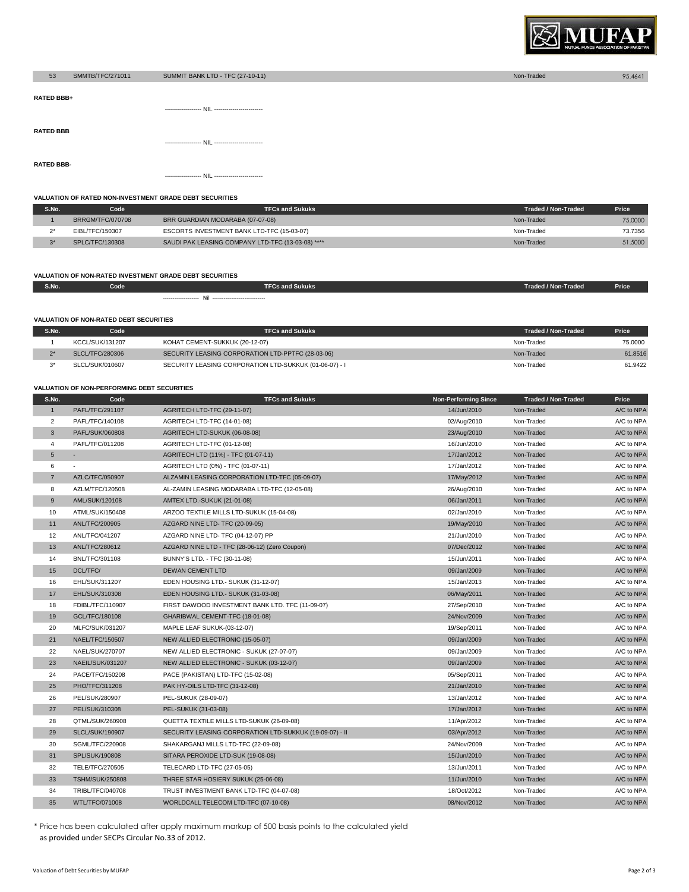| 53 | SMMTB/TFC/271011 | SUMMIT BANK LTD - TFC (27-10-11) | Non-Traded | 95.4641 |
|---|---|---|---|---|

**RATED BBB+**

------------------ NIL ------------------------

**RATED BBB**

------------------ NIL ------------------------

**RATED BBB-**

------------------ NIL ------------------------

### VALUATION OF RATED NON-INVESTMENT GRADE DEBT SECURITIES

| S.No. | Code | TFCs and Sukuks | Traded / Non-Traded | Price |
|---|---|---|---|---|
| 1 | BRRGM/TFC/070708 | BRR GUARDIAN MODARABA (07-07-08) | Non-Traded | 75.0000 |
| 2* | EIBL/TFC/150307 | ESCORTS INVESTMENT BANK LTD-TFC (15-03-07) | Non-Traded | 73.7356 |
| 3* | SPLC/TFC/130308 | SAUDI PAK LEASING COMPANY LTD-TFC (13-03-08) **** | Non-Traded | 51.5000 |

### VALUATION OF NON-RATED INVESTMENT GRADE DEBT SECURITIES

| S.No. | Code | TFCs and Sukuks | Traded / Non-Traded | Price |
|---|---|---|---|---|
| | | ------------------- Nil ---------------------------- | | |

### VALUATION OF NON-RATED DEBT SECURITIES

| S.No. | Code | TFCs and Sukuks | Traded / Non-Traded | Price |
|---|---|---|---|---|
| 1 | KCCL/SUK/131207 | KOHAT CEMENT-SUKKUK (20-12-07) | Non-Traded | 75.0000 |
| 2* | SLCL/TFC/280306 | SECURITY LEASING CORPORATION LTD-PPTFC (28-03-06) | Non-Traded | 61.8516 |
| 3* | SLCL/SUK/010607 | SECURITY LEASING CORPORATION LTD-SUKKUK (01-06-07) - I | Non-Traded | 61.9422 |

### VALUATION OF NON-PERFORMING DEBT SECURITIES

| S.No. | Code | TFCs and Sukuks | Non-Performing Since | Traded / Non-Traded | Price |
|---|---|---|---|---|---|
| 1 | PAFL/TFC/291107 | AGRITECH LTD-TFC (29-11-07) | 14/Jun/2010 | Non-Traded | A/C to NPA |
| 2 | PAFL/TFC/140108 | AGRITECH LTD-TFC (14-01-08) | 02/Aug/2010 | Non-Traded | A/C to NPA |
| 3 | PAFL/SUK/060808 | AGRITECH LTD-SUKUK (06-08-08) | 23/Aug/2010 | Non-Traded | A/C to NPA |
| 4 | PAFL/TFC/011208 | AGRITECH LTD-TFC (01-12-08) | 16/Jun/2010 | Non-Traded | A/C to NPA |
| 5 | - | AGRITECH LTD (11%) - TFC (01-07-11) | 17/Jan/2012 | Non-Traded | A/C to NPA |
| 6 | - | AGRITECH LTD (0%) - TFC (01-07-11) | 17/Jan/2012 | Non-Traded | A/C to NPA |
| 7 | AZLC/TFC/050907 | ALZAMIN LEASING CORPORATION LTD-TFC (05-09-07) | 17/May/2012 | Non-Traded | A/C to NPA |
| 8 | AZLM/TFC/120508 | AL-ZAMIN LEASING MODARABA LTD-TFC (12-05-08) | 26/Aug/2010 | Non-Traded | A/C to NPA |
| 9 | AML/SUK/120108 | AMTEX LTD.-SUKUK (21-01-08) | 06/Jan/2011 | Non-Traded | A/C to NPA |
| 10 | ATML/SUK/150408 | ARZOO TEXTILE MILLS LTD-SUKUK (15-04-08) | 02/Jan/2010 | Non-Traded | A/C to NPA |
| 11 | ANL/TFC/200905 | AZGARD NINE LTD- TFC (20-09-05) | 19/May/2010 | Non-Traded | A/C to NPA |
| 12 | ANL/TFC/041207 | AZGARD NINE LTD- TFC (04-12-07) PP | 21/Jun/2010 | Non-Traded | A/C to NPA |
| 13 | ANL/TFC/280612 | AZGARD NINE LTD - TFC (28-06-12) (Zero Coupon) | 07/Dec/2012 | Non-Traded | A/C to NPA |
| 14 | BNL/TFC/301108 | BUNNY'S LTD. - TFC (30-11-08) | 15/Jun/2011 | Non-Traded | A/C to NPA |
| 15 | DCL/TFC/ | DEWAN CEMENT LTD | 09/Jan/2009 | Non-Traded | A/C to NPA |
| 16 | EHL/SUK/311207 | EDEN HOUSING LTD.- SUKUK (31-12-07) | 15/Jan/2013 | Non-Traded | A/C to NPA |
| 17 | EHL/SUK/310308 | EDEN HOUSING LTD.- SUKUK (31-03-08) | 06/May/2011 | Non-Traded | A/C to NPA |
| 18 | FDIBL/TFC/110907 | FIRST DAWOOD INVESTMENT BANK LTD. TFC (11-09-07) | 27/Sep/2010 | Non-Traded | A/C to NPA |
| 19 | GCL/TFC/180108 | GHARIBWAL CEMENT-TFC (18-01-08) | 24/Nov/2009 | Non-Traded | A/C to NPA |
| 20 | MLFC/SUK/031207 | MAPLE LEAF SUKUK-(03-12-07) | 19/Sep/2011 | Non-Traded | A/C to NPA |
| 21 | NAEL/TFC/150507 | NEW ALLIED ELECTRONIC (15-05-07) | 09/Jan/2009 | Non-Traded | A/C to NPA |
| 22 | NAEL/SUK/270707 | NEW ALLIED ELECTRONIC - SUKUK (27-07-07) | 09/Jan/2009 | Non-Traded | A/C to NPA |
| 23 | NAEIL/SUK/031207 | NEW ALLIED ELECTRONIC - SUKUK (03-12-07) | 09/Jan/2009 | Non-Traded | A/C to NPA |
| 24 | PACE/TFC/150208 | PACE (PAKISTAN) LTD-TFC (15-02-08) | 05/Sep/2011 | Non-Traded | A/C to NPA |
| 25 | PHO/TFC/311208 | PAK HY-OILS LTD-TFC (31-12-08) | 21/Jan/2010 | Non-Traded | A/C to NPA |
| 26 | PEL/SUK/280907 | PEL-SUKUK (28-09-07) | 13/Jan/2012 | Non-Traded | A/C to NPA |
| 27 | PEL/SUK/310308 | PEL-SUKUK (31-03-08) | 17/Jan/2012 | Non-Traded | A/C to NPA |
| 28 | QTML/SUK/260908 | QUETTA TEXTILE MILLS LTD-SUKUK (26-09-08) | 11/Apr/2012 | Non-Traded | A/C to NPA |
| 29 | SLCL/SUK/190907 | SECURITY LEASING CORPORATION LTD-SUKKUK (19-09-07) - II | 03/Apr/2012 | Non-Traded | A/C to NPA |
| 30 | SGML/TFC/220908 | SHAKARGANJ MILLS LTD-TFC (22-09-08) | 24/Nov/2009 | Non-Traded | A/C to NPA |
| 31 | SPL/SUK/190808 | SITARA PEROXIDE LTD-SUK (19-08-08) | 15/Jun/2010 | Non-Traded | A/C to NPA |
| 32 | TELE/TFC/270505 | TELECARD LTD-TFC (27-05-05) | 13/Jun/2011 | Non-Traded | A/C to NPA |
| 33 | TSHM/SUK/250808 | THREE STAR HOSIERY SUKUK (25-06-08) | 11/Jun/2010 | Non-Traded | A/C to NPA |
| 34 | TRIBL/TFC/040708 | TRUST INVESTMENT BANK LTD-TFC (04-07-08) | 18/Oct/2012 | Non-Traded | A/C to NPA |
| 35 | WTL/TFC/071008 | WORLDCALL TELECOM LTD-TFC (07-10-08) | 08/Nov/2012 | Non-Traded | A/C to NPA |

* Price has been calculated after apply maximum markup of 500 basis points to the calculated yield as provided under SECPs Circular No.33 of 2012.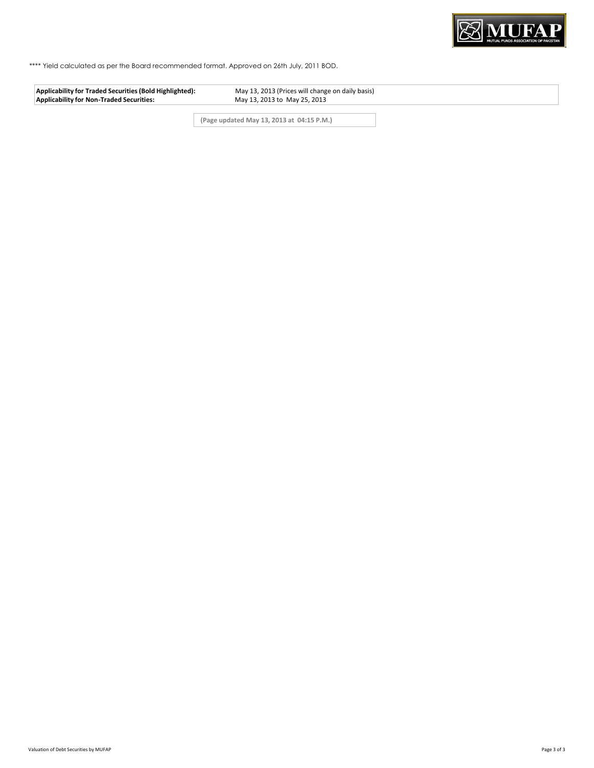**** Yield calculated as per the Board recommended format. Approved on 26th July, 2011 BOD.

| | |
|---|---|
| **Applicability for Traded Securities (Bold Highlighted):** | May 13, 2013 (Prices will change on daily basis) |
| **Applicability for Non-Traded Securities:** | May 13, 2013 to May 25, 2013 |

**(Page updated May 13, 2013 at 04:15 P.M.)**